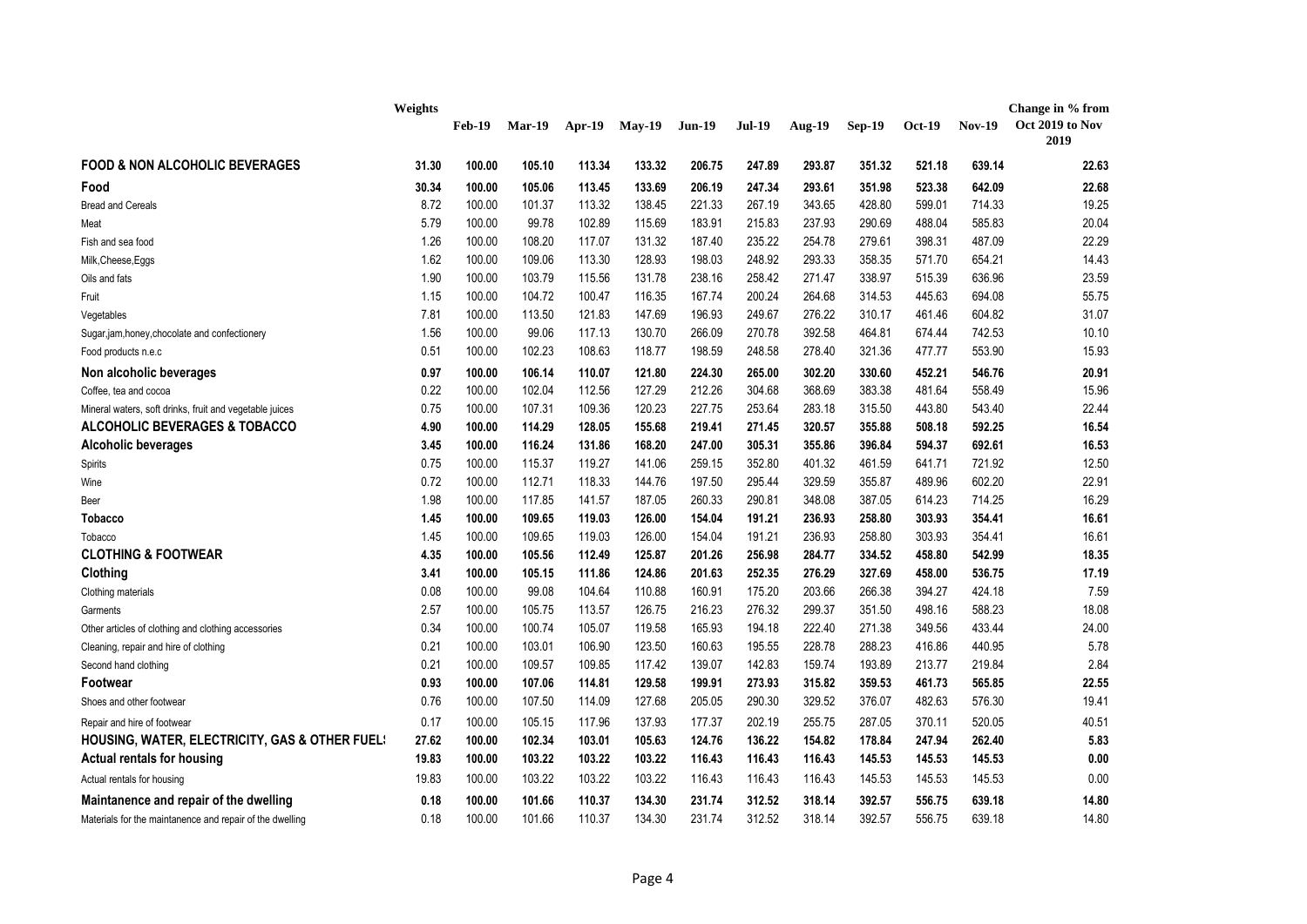| | Weights | Feb-19 | Mar-19 | Apr-19 | May-19 | Jun-19 | Jul-19 | Aug-19 | Sep-19 | Oct-19 | Nov-19 | Change in % from Oct 2019 to Nov 2019 |
|---|---|---|---|---|---|---|---|---|---|---|---|---|
| **FOOD & NON ALCOHOLIC BEVERAGES** | **31.30** | **100.00** | **105.10** | **113.34** | **133.32** | **206.75** | **247.89** | **293.87** | **351.32** | **521.18** | **639.14** | **22.63** |
| **Food** | **30.34** | **100.00** | **105.06** | **113.45** | **133.69** | **206.19** | **247.34** | **293.61** | **351.98** | **523.38** | **642.09** | **22.68** |
| Bread and Cereals | 8.72 | 100.00 | 101.37 | 113.32 | 138.45 | 221.33 | 267.19 | 343.65 | 428.80 | 599.01 | 714.33 | 19.25 |
| Meat | 5.79 | 100.00 | 99.78 | 102.89 | 115.69 | 183.91 | 215.83 | 237.93 | 290.69 | 488.04 | 585.83 | 20.04 |
| Fish and sea food | 1.26 | 100.00 | 108.20 | 117.07 | 131.32 | 187.40 | 235.22 | 254.78 | 279.61 | 398.31 | 487.09 | 22.29 |
| Milk,Cheese,Eggs | 1.62 | 100.00 | 109.06 | 113.30 | 128.93 | 198.03 | 248.92 | 293.33 | 358.35 | 571.70 | 654.21 | 14.43 |
| Oils and fats | 1.90 | 100.00 | 103.79 | 115.56 | 131.78 | 238.16 | 258.42 | 271.47 | 338.97 | 515.39 | 636.96 | 23.59 |
| Fruit | 1.15 | 100.00 | 104.72 | 100.47 | 116.35 | 167.74 | 200.24 | 264.68 | 314.53 | 445.63 | 694.08 | 55.75 |
| Vegetables | 7.81 | 100.00 | 113.50 | 121.83 | 147.69 | 196.93 | 249.67 | 276.22 | 310.17 | 461.46 | 604.82 | 31.07 |
| Sugar,jam,honey,chocolate and confectionery | 1.56 | 100.00 | 99.06 | 117.13 | 130.70 | 266.09 | 270.78 | 392.58 | 464.81 | 674.44 | 742.53 | 10.10 |
| Food products n.e.c | 0.51 | 100.00 | 102.23 | 108.63 | 118.77 | 198.59 | 248.58 | 278.40 | 321.36 | 477.77 | 553.90 | 15.93 |
| **Non alcoholic beverages** | **0.97** | **100.00** | **106.14** | **110.07** | **121.80** | **224.30** | **265.00** | **302.20** | **330.60** | **452.21** | **546.76** | **20.91** |
| Coffee, tea and cocoa | 0.22 | 100.00 | 102.04 | 112.56 | 127.29 | 212.26 | 304.68 | 368.69 | 383.38 | 481.64 | 558.49 | 15.96 |
| Mineral waters, soft drinks, fruit and vegetable juices | 0.75 | 100.00 | 107.31 | 109.36 | 120.23 | 227.75 | 253.64 | 283.18 | 315.50 | 443.80 | 543.40 | 22.44 |
| **ALCOHOLIC BEVERAGES & TOBACCO** | **4.90** | **100.00** | **114.29** | **128.05** | **155.68** | **219.41** | **271.45** | **320.57** | **355.88** | **508.18** | **592.25** | **16.54** |
| **Alcoholic beverages** | **3.45** | **100.00** | **116.24** | **131.86** | **168.20** | **247.00** | **305.31** | **355.86** | **396.84** | **594.37** | **692.61** | **16.53** |
| Spirits | 0.75 | 100.00 | 115.37 | 119.27 | 141.06 | 259.15 | 352.80 | 401.32 | 461.59 | 641.71 | 721.92 | 12.50 |
| Wine | 0.72 | 100.00 | 112.71 | 118.33 | 144.76 | 197.50 | 295.44 | 329.59 | 355.87 | 489.96 | 602.20 | 22.91 |
| Beer | 1.98 | 100.00 | 117.85 | 141.57 | 187.05 | 260.33 | 290.81 | 348.08 | 387.05 | 614.23 | 714.25 | 16.29 |
| **Tobacco** | **1.45** | **100.00** | **109.65** | **119.03** | **126.00** | **154.04** | **191.21** | **236.93** | **258.80** | **303.93** | **354.41** | **16.61** |
| Tobacco | 1.45 | 100.00 | 109.65 | 119.03 | 126.00 | 154.04 | 191.21 | 236.93 | 258.80 | 303.93 | 354.41 | 16.61 |
| **CLOTHING & FOOTWEAR** | **4.35** | **100.00** | **105.56** | **112.49** | **125.87** | **201.26** | **256.98** | **284.77** | **334.52** | **458.80** | **542.99** | **18.35** |
| **Clothing** | **3.41** | **100.00** | **105.15** | **111.86** | **124.86** | **201.63** | **252.35** | **276.29** | **327.69** | **458.00** | **536.75** | **17.19** |
| Clothing materials | 0.08 | 100.00 | 99.08 | 104.64 | 110.88 | 160.91 | 175.20 | 203.66 | 266.38 | 394.27 | 424.18 | 7.59 |
| Garments | 2.57 | 100.00 | 105.75 | 113.57 | 126.75 | 216.23 | 276.32 | 299.37 | 351.50 | 498.16 | 588.23 | 18.08 |
| Other articles of clothing and clothing accessories | 0.34 | 100.00 | 100.74 | 105.07 | 119.58 | 165.93 | 194.18 | 222.40 | 271.38 | 349.56 | 433.44 | 24.00 |
| Cleaning, repair and hire of clothing | 0.21 | 100.00 | 103.01 | 106.90 | 123.50 | 160.63 | 195.55 | 228.78 | 288.23 | 416.86 | 440.95 | 5.78 |
| Second hand clothing | 0.21 | 100.00 | 109.57 | 109.85 | 117.42 | 139.07 | 142.83 | 159.74 | 193.89 | 213.77 | 219.84 | 2.84 |
| **Footwear** | **0.93** | **100.00** | **107.06** | **114.81** | **129.58** | **199.91** | **273.93** | **315.82** | **359.53** | **461.73** | **565.85** | **22.55** |
| Shoes and other footwear | 0.76 | 100.00 | 107.50 | 114.09 | 127.68 | 205.05 | 290.30 | 329.52 | 376.07 | 482.63 | 576.30 | 19.41 |
| Repair and hire of footwear | 0.17 | 100.00 | 105.15 | 117.96 | 137.93 | 177.37 | 202.19 | 255.75 | 287.05 | 370.11 | 520.05 | 40.51 |
| **HOUSING, WATER, ELECTRICITY, GAS & OTHER FUELS** | **27.62** | **100.00** | **102.34** | **103.01** | **105.63** | **124.76** | **136.22** | **154.82** | **178.84** | **247.94** | **262.40** | **5.83** |
| **Actual rentals for housing** | **19.83** | **100.00** | **103.22** | **103.22** | **103.22** | **116.43** | **116.43** | **116.43** | **145.53** | **145.53** | **145.53** | **0.00** |
| Actual rentals for housing | 19.83 | 100.00 | 103.22 | 103.22 | 103.22 | 116.43 | 116.43 | 116.43 | 145.53 | 145.53 | 145.53 | 0.00 |
| **Maintanence and repair of the dwelling** | **0.18** | **100.00** | **101.66** | **110.37** | **134.30** | **231.74** | **312.52** | **318.14** | **392.57** | **556.75** | **639.18** | **14.80** |
| Materials for the maintanence and repair of the dwelling | 0.18 | 100.00 | 101.66 | 110.37 | 134.30 | 231.74 | 312.52 | 318.14 | 392.57 | 556.75 | 639.18 | 14.80 |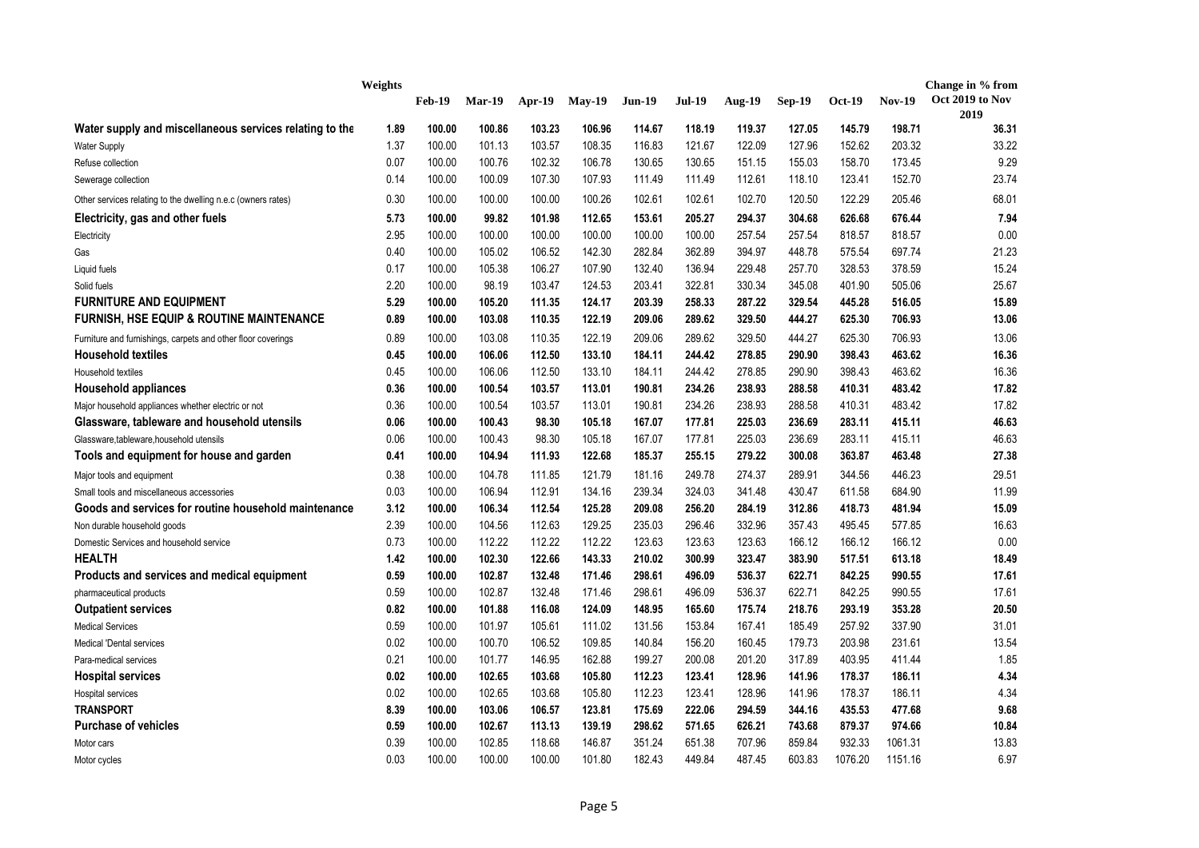| | Weights | Feb-19 | Mar-19 | Apr-19 | May-19 | Jun-19 | Jul-19 | Aug-19 | Sep-19 | Oct-19 | Nov-19 | Change in % from Oct 2019 to Nov 2019 |
|---|---|---|---|---|---|---|---|---|---|---|---|---|
| **Water supply and miscellaneous services relating to the** | **1.89** | **100.00** | **100.86** | **103.23** | **106.96** | **114.67** | **118.19** | **119.37** | **127.05** | **145.79** | **198.71** | **36.31** |
| Water Supply | 1.37 | 100.00 | 101.13 | 103.57 | 108.35 | 116.83 | 121.67 | 122.09 | 127.96 | 152.62 | 203.32 | 33.22 |
| Refuse collection | 0.07 | 100.00 | 100.76 | 102.32 | 106.78 | 130.65 | 130.65 | 151.15 | 155.03 | 158.70 | 173.45 | 9.29 |
| Sewerage collection | 0.14 | 100.00 | 100.09 | 107.30 | 107.93 | 111.49 | 111.49 | 112.61 | 118.10 | 123.41 | 152.70 | 23.74 |
| Other services relating to the dwelling n.e.c (owners rates) | 0.30 | 100.00 | 100.00 | 100.00 | 100.26 | 102.61 | 102.61 | 102.70 | 120.50 | 122.29 | 205.46 | 68.01 |
| **Electricity, gas and other fuels** | **5.73** | **100.00** | **99.82** | **101.98** | **112.65** | **153.61** | **205.27** | **294.37** | **304.68** | **626.68** | **676.44** | **7.94** |
| Electricity | 2.95 | 100.00 | 100.00 | 100.00 | 100.00 | 100.00 | 100.00 | 257.54 | 257.54 | 818.57 | 818.57 | 0.00 |
| Gas | 0.40 | 100.00 | 105.02 | 106.52 | 142.30 | 282.84 | 362.89 | 394.97 | 448.78 | 575.54 | 697.74 | 21.23 |
| Liquid fuels | 0.17 | 100.00 | 105.38 | 106.27 | 107.90 | 132.40 | 136.94 | 229.48 | 257.70 | 328.53 | 378.59 | 15.24 |
| Solid fuels | 2.20 | 100.00 | 98.19 | 103.47 | 124.53 | 203.41 | 322.81 | 330.34 | 345.08 | 401.90 | 505.06 | 25.67 |
| **FURNITURE AND EQUIPMENT** | **5.29** | **100.00** | **105.20** | **111.35** | **124.17** | **203.39** | **258.33** | **287.22** | **329.54** | **445.28** | **516.05** | **15.89** |
| **FURNISH, HSE EQUIP & ROUTINE MAINTENANCE** | **0.89** | **100.00** | **103.08** | **110.35** | **122.19** | **209.06** | **289.62** | **329.50** | **444.27** | **625.30** | **706.93** | **13.06** |
| Furniture and furnishings, carpets and other floor coverings | 0.89 | 100.00 | 103.08 | 110.35 | 122.19 | 209.06 | 289.62 | 329.50 | 444.27 | 625.30 | 706.93 | 13.06 |
| **Household textiles** | **0.45** | **100.00** | **106.06** | **112.50** | **133.10** | **184.11** | **244.42** | **278.85** | **290.90** | **398.43** | **463.62** | **16.36** |
| Household textiles | 0.45 | 100.00 | 106.06 | 112.50 | 133.10 | 184.11 | 244.42 | 278.85 | 290.90 | 398.43 | 463.62 | 16.36 |
| **Household appliances** | **0.36** | **100.00** | **100.54** | **103.57** | **113.01** | **190.81** | **234.26** | **238.93** | **288.58** | **410.31** | **483.42** | **17.82** |
| Major household appliances whether electric or not | 0.36 | 100.00 | 100.54 | 103.57 | 113.01 | 190.81 | 234.26 | 238.93 | 288.58 | 410.31 | 483.42 | 17.82 |
| **Glassware, tableware and household utensils** | **0.06** | **100.00** | **100.43** | **98.30** | **105.18** | **167.07** | **177.81** | **225.03** | **236.69** | **283.11** | **415.11** | **46.63** |
| Glassware,tableware,household utensils | 0.06 | 100.00 | 100.43 | 98.30 | 105.18 | 167.07 | 177.81 | 225.03 | 236.69 | 283.11 | 415.11 | 46.63 |
| **Tools and equipment for house and garden** | **0.41** | **100.00** | **104.94** | **111.93** | **122.68** | **185.37** | **255.15** | **279.22** | **300.08** | **363.87** | **463.48** | **27.38** |
| Major tools and equipment | 0.38 | 100.00 | 104.78 | 111.85 | 121.79 | 181.16 | 249.78 | 274.37 | 289.91 | 344.56 | 446.23 | 29.51 |
| Small tools and miscellaneous accessories | 0.03 | 100.00 | 106.94 | 112.91 | 134.16 | 239.34 | 324.03 | 341.48 | 430.47 | 611.58 | 684.90 | 11.99 |
| **Goods and services for routine household maintenance** | **3.12** | **100.00** | **106.34** | **112.54** | **125.28** | **209.08** | **256.20** | **284.19** | **312.86** | **418.73** | **481.94** | **15.09** |
| Non durable household goods | 2.39 | 100.00 | 104.56 | 112.63 | 129.25 | 235.03 | 296.46 | 332.96 | 357.43 | 495.45 | 577.85 | 16.63 |
| Domestic Services and household service | 0.73 | 100.00 | 112.22 | 112.22 | 112.22 | 123.63 | 123.63 | 123.63 | 166.12 | 166.12 | 166.12 | 0.00 |
| **HEALTH** | **1.42** | **100.00** | **102.30** | **122.66** | **143.33** | **210.02** | **300.99** | **323.47** | **383.90** | **517.51** | **613.18** | **18.49** |
| **Products and services and medical equipment** | **0.59** | **100.00** | **102.87** | **132.48** | **171.46** | **298.61** | **496.09** | **536.37** | **622.71** | **842.25** | **990.55** | **17.61** |
| pharmaceutical products | 0.59 | 100.00 | 102.87 | 132.48 | 171.46 | 298.61 | 496.09 | 536.37 | 622.71 | 842.25 | 990.55 | 17.61 |
| **Outpatient services** | **0.82** | **100.00** | **101.88** | **116.08** | **124.09** | **148.95** | **165.60** | **175.74** | **218.76** | **293.19** | **353.28** | **20.50** |
| Medical Services | 0.59 | 100.00 | 101.97 | 105.61 | 111.02 | 131.56 | 153.84 | 167.41 | 185.49 | 257.92 | 337.90 | 31.01 |
| Medical 'Dental services | 0.02 | 100.00 | 100.70 | 106.52 | 109.85 | 140.84 | 156.20 | 160.45 | 179.73 | 203.98 | 231.61 | 13.54 |
| Para-medical services | 0.21 | 100.00 | 101.77 | 146.95 | 162.88 | 199.27 | 200.08 | 201.20 | 317.89 | 403.95 | 411.44 | 1.85 |
| **Hospital services** | **0.02** | **100.00** | **102.65** | **103.68** | **105.80** | **112.23** | **123.41** | **128.96** | **141.96** | **178.37** | **186.11** | **4.34** |
| Hospital services | 0.02 | 100.00 | 102.65 | 103.68 | 105.80 | 112.23 | 123.41 | 128.96 | 141.96 | 178.37 | 186.11 | 4.34 |
| **TRANSPORT** | **8.39** | **100.00** | **103.06** | **106.57** | **123.81** | **175.69** | **222.06** | **294.59** | **344.16** | **435.53** | **477.68** | **9.68** |
| **Purchase of vehicles** | **0.59** | **100.00** | **102.67** | **113.13** | **139.19** | **298.62** | **571.65** | **626.21** | **743.68** | **879.37** | **974.66** | **10.84** |
| Motor cars | 0.39 | 100.00 | 102.85 | 118.68 | 146.87 | 351.24 | 651.38 | 707.96 | 859.84 | 932.33 | 1061.31 | 13.83 |
| Motor cycles | 0.03 | 100.00 | 100.00 | 100.00 | 101.80 | 182.43 | 449.84 | 487.45 | 603.83 | 1076.20 | 1151.16 | 6.97 |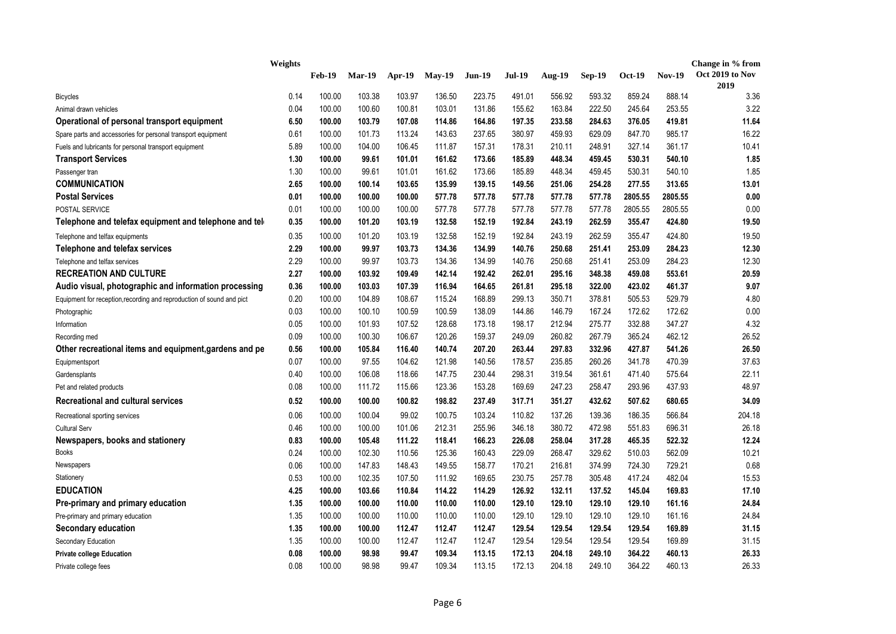| | Weights | Feb-19 | Mar-19 | Apr-19 | May-19 | Jun-19 | Jul-19 | Aug-19 | Sep-19 | Oct-19 | Nov-19 | Change in % from Oct 2019 to Nov 2019 |
|---|---|---|---|---|---|---|---|---|---|---|---|---|
| Bicycles | 0.14 | 100.00 | 103.38 | 103.97 | 136.50 | 223.75 | 491.01 | 556.92 | 593.32 | 859.24 | 888.14 | 3.36 |
| Animal drawn vehicles | 0.04 | 100.00 | 100.60 | 100.81 | 103.01 | 131.86 | 155.62 | 163.84 | 222.50 | 245.64 | 253.55 | 3.22 |
| **Operational of personal transport equipment** | **6.50** | **100.00** | **103.79** | **107.08** | **114.86** | **164.86** | **197.35** | **233.58** | **284.63** | **376.05** | **419.81** | **11.64** |
| Spare parts and accessories for personal transport equipment | 0.61 | 100.00 | 101.73 | 113.24 | 143.63 | 237.65 | 380.97 | 459.93 | 629.09 | 847.70 | 985.17 | 16.22 |
| Fuels and lubricants for personal transport equipment | 5.89 | 100.00 | 104.00 | 106.45 | 111.87 | 157.31 | 178.31 | 210.11 | 248.91 | 327.14 | 361.17 | 10.41 |
| **Transport Services** | **1.30** | **100.00** | **99.61** | **101.01** | **161.62** | **173.66** | **185.89** | **448.34** | **459.45** | **530.31** | **540.10** | **1.85** |
| Passenger tran | 1.30 | 100.00 | 99.61 | 101.01 | 161.62 | 173.66 | 185.89 | 448.34 | 459.45 | 530.31 | 540.10 | 1.85 |
| **COMMUNICATION** | **2.65** | **100.00** | **100.14** | **103.65** | **135.99** | **139.15** | **149.56** | **251.06** | **254.28** | **277.55** | **313.65** | **13.01** |
| **Postal Services** | **0.01** | **100.00** | **100.00** | **100.00** | **577.78** | **577.78** | **577.78** | **577.78** | **577.78** | **2805.55** | **2805.55** | **0.00** |
| POSTAL SERVICE | 0.01 | 100.00 | 100.00 | 100.00 | 577.78 | 577.78 | 577.78 | 577.78 | 577.78 | 2805.55 | 2805.55 | 0.00 |
| **Telephone and telefax equipment and telephone and tel** | **0.35** | **100.00** | **101.20** | **103.19** | **132.58** | **152.19** | **192.84** | **243.19** | **262.59** | **355.47** | **424.80** | **19.50** |
| Telephone and telfax equipments | 0.35 | 100.00 | 101.20 | 103.19 | 132.58 | 152.19 | 192.84 | 243.19 | 262.59 | 355.47 | 424.80 | 19.50 |
| **Telephone and telefax services** | **2.29** | **100.00** | **99.97** | **103.73** | **134.36** | **134.99** | **140.76** | **250.68** | **251.41** | **253.09** | **284.23** | **12.30** |
| Telephone and telfax services | 2.29 | 100.00 | 99.97 | 103.73 | 134.36 | 134.99 | 140.76 | 250.68 | 251.41 | 253.09 | 284.23 | 12.30 |
| **RECREATION AND CULTURE** | **2.27** | **100.00** | **103.92** | **109.49** | **142.14** | **192.42** | **262.01** | **295.16** | **348.38** | **459.08** | **553.61** | **20.59** |
| **Audio visual, photographic and information processing** | **0.36** | **100.00** | **103.03** | **107.39** | **116.94** | **164.65** | **261.81** | **295.18** | **322.00** | **423.02** | **461.37** | **9.07** |
| Equipment for reception,recording and reproduction of sound and pict | 0.20 | 100.00 | 104.89 | 108.67 | 115.24 | 168.89 | 299.13 | 350.71 | 378.81 | 505.53 | 529.79 | 4.80 |
| Photographic | 0.03 | 100.00 | 100.10 | 100.59 | 100.59 | 138.09 | 144.86 | 146.79 | 167.24 | 172.62 | 172.62 | 0.00 |
| Information | 0.05 | 100.00 | 101.93 | 107.52 | 128.68 | 173.18 | 198.17 | 212.94 | 275.77 | 332.88 | 347.27 | 4.32 |
| Recording med | 0.09 | 100.00 | 100.30 | 106.67 | 120.26 | 159.37 | 249.09 | 260.82 | 267.79 | 365.24 | 462.12 | 26.52 |
| **Other recreational items and equipment,gardens and pe** | **0.56** | **100.00** | **105.84** | **116.40** | **140.74** | **207.20** | **263.44** | **297.83** | **332.96** | **427.87** | **541.26** | **26.50** |
| Equipmentsport | 0.07 | 100.00 | 97.55 | 104.62 | 121.98 | 140.56 | 178.57 | 235.85 | 260.26 | 341.78 | 470.39 | 37.63 |
| Gardensplants | 0.40 | 100.00 | 106.08 | 118.66 | 147.75 | 230.44 | 298.31 | 319.54 | 361.61 | 471.40 | 575.64 | 22.11 |
| Pet and related products | 0.08 | 100.00 | 111.72 | 115.66 | 123.36 | 153.28 | 169.69 | 247.23 | 258.47 | 293.96 | 437.93 | 48.97 |
| **Recreational and cultural services** | **0.52** | **100.00** | **100.00** | **100.82** | **198.82** | **237.49** | **317.71** | **351.27** | **432.62** | **507.62** | **680.65** | **34.09** |
| Recreational sporting services | 0.06 | 100.00 | 100.04 | 99.02 | 100.75 | 103.24 | 110.82 | 137.26 | 139.36 | 186.35 | 566.84 | 204.18 |
| Cultural Serv | 0.46 | 100.00 | 100.00 | 101.06 | 212.31 | 255.96 | 346.18 | 380.72 | 472.98 | 551.83 | 696.31 | 26.18 |
| **Newspapers, books and stationery** | **0.83** | **100.00** | **105.48** | **111.22** | **118.41** | **166.23** | **226.08** | **258.04** | **317.28** | **465.35** | **522.32** | **12.24** |
| Books | 0.24 | 100.00 | 102.30 | 110.56 | 125.36 | 160.43 | 229.09 | 268.47 | 329.62 | 510.03 | 562.09 | 10.21 |
| Newspapers | 0.06 | 100.00 | 147.83 | 148.43 | 149.55 | 158.77 | 170.21 | 216.81 | 374.99 | 724.30 | 729.21 | 0.68 |
| Stationery | 0.53 | 100.00 | 102.35 | 107.50 | 111.92 | 169.65 | 230.75 | 257.78 | 305.48 | 417.24 | 482.04 | 15.53 |
| **EDUCATION** | **4.25** | **100.00** | **103.66** | **110.84** | **114.22** | **114.29** | **126.92** | **132.11** | **137.52** | **145.04** | **169.83** | **17.10** |
| **Pre-primary and primary education** | **1.35** | **100.00** | **100.00** | **110.00** | **110.00** | **110.00** | **129.10** | **129.10** | **129.10** | **129.10** | **161.16** | **24.84** |
| Pre-primary and primary education | 1.35 | 100.00 | 100.00 | 110.00 | 110.00 | 110.00 | 129.10 | 129.10 | 129.10 | 129.10 | 161.16 | 24.84 |
| **Secondary education** | **1.35** | **100.00** | **100.00** | **112.47** | **112.47** | **112.47** | **129.54** | **129.54** | **129.54** | **129.54** | **169.89** | **31.15** |
| Secondary Education | 1.35 | 100.00 | 100.00 | 112.47 | 112.47 | 112.47 | 129.54 | 129.54 | 129.54 | 129.54 | 169.89 | 31.15 |
| **Private college Education** | **0.08** | **100.00** | **98.98** | **99.47** | **109.34** | **113.15** | **172.13** | **204.18** | **249.10** | **364.22** | **460.13** | **26.33** |
| Private college fees | 0.08 | 100.00 | 98.98 | 99.47 | 109.34 | 113.15 | 172.13 | 204.18 | 249.10 | 364.22 | 460.13 | 26.33 |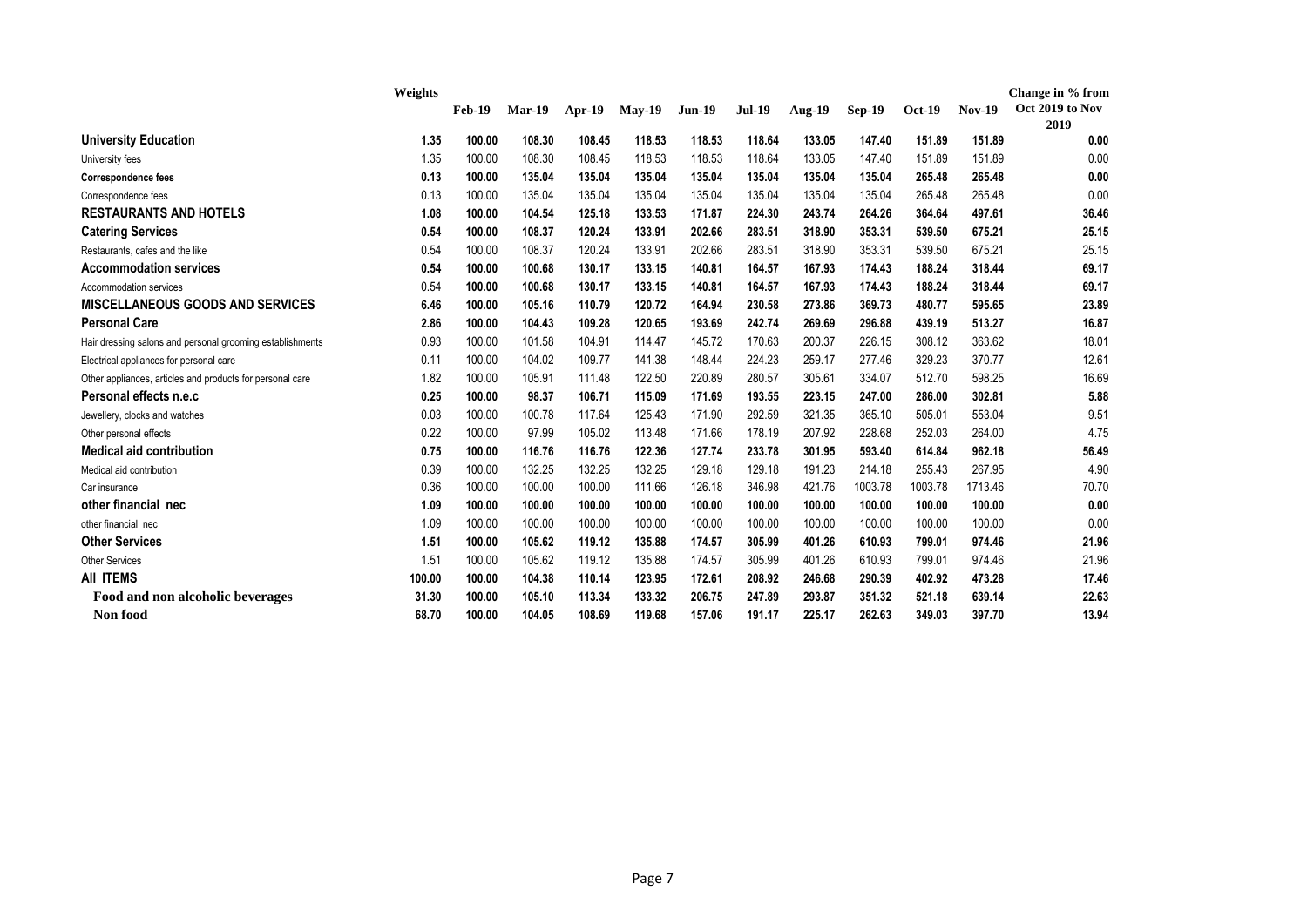| | Weights | Feb-19 | Mar-19 | Apr-19 | May-19 | Jun-19 | Jul-19 | Aug-19 | Sep-19 | Oct-19 | Nov-19 | Change in % from Oct 2019 to Nov 2019 |
|---|---|---|---|---|---|---|---|---|---|---|---|---|
| **University Education** | **1.35** | **100.00** | **108.30** | **108.45** | **118.53** | **118.53** | **118.64** | **133.05** | **147.40** | **151.89** | **151.89** | **0.00** |
| University fees | 1.35 | 100.00 | 108.30 | 108.45 | 118.53 | 118.53 | 118.64 | 133.05 | 147.40 | 151.89 | 151.89 | 0.00 |
| **Correspondence fees** | **0.13** | **100.00** | **135.04** | **135.04** | **135.04** | **135.04** | **135.04** | **135.04** | **135.04** | **265.48** | **265.48** | **0.00** |
| Correspondence fees | 0.13 | 100.00 | 135.04 | 135.04 | 135.04 | 135.04 | 135.04 | 135.04 | 135.04 | 265.48 | 265.48 | 0.00 |
| **RESTAURANTS AND HOTELS** | **1.08** | **100.00** | **104.54** | **125.18** | **133.53** | **171.87** | **224.30** | **243.74** | **264.26** | **364.64** | **497.61** | **36.46** |
| **Catering Services** | **0.54** | **100.00** | **108.37** | **120.24** | **133.91** | **202.66** | **283.51** | **318.90** | **353.31** | **539.50** | **675.21** | **25.15** |
| Restaurants, cafes and the like | 0.54 | 100.00 | 108.37 | 120.24 | 133.91 | 202.66 | 283.51 | 318.90 | 353.31 | 539.50 | 675.21 | 25.15 |
| **Accommodation services** | **0.54** | **100.00** | **100.68** | **130.17** | **133.15** | **140.81** | **164.57** | **167.93** | **174.43** | **188.24** | **318.44** | **69.17** |
| Accommodation services | 0.54 | 100.00 | 100.68 | 130.17 | 133.15 | 140.81 | 164.57 | 167.93 | 174.43 | 188.24 | 318.44 | 69.17 |
| **MISCELLANEOUS GOODS AND SERVICES** | **6.46** | **100.00** | **105.16** | **110.79** | **120.72** | **164.94** | **230.58** | **273.86** | **369.73** | **480.77** | **595.65** | **23.89** |
| **Personal Care** | **2.86** | **100.00** | **104.43** | **109.28** | **120.65** | **193.69** | **242.74** | **269.69** | **296.88** | **439.19** | **513.27** | **16.87** |
| Hair dressing salons and personal grooming establishments | 0.93 | 100.00 | 101.58 | 104.91 | 114.47 | 145.72 | 170.63 | 200.37 | 226.15 | 308.12 | 363.62 | 18.01 |
| Electrical appliances for personal care | 0.11 | 100.00 | 104.02 | 109.77 | 141.38 | 148.44 | 224.23 | 259.17 | 277.46 | 329.23 | 370.77 | 12.61 |
| Other appliances, articles and products for personal care | 1.82 | 100.00 | 105.91 | 111.48 | 122.50 | 220.89 | 280.57 | 305.61 | 334.07 | 512.70 | 598.25 | 16.69 |
| **Personal effects n.e.c** | **0.25** | **100.00** | **98.37** | **106.71** | **115.09** | **171.69** | **193.55** | **223.15** | **247.00** | **286.00** | **302.81** | **5.88** |
| Jewellery, clocks and watches | 0.03 | 100.00 | 100.78 | 117.64 | 125.43 | 171.90 | 292.59 | 321.35 | 365.10 | 505.01 | 553.04 | 9.51 |
| Other personal effects | 0.22 | 100.00 | 97.99 | 105.02 | 113.48 | 171.66 | 178.19 | 207.92 | 228.68 | 252.03 | 264.00 | 4.75 |
| **Medical aid contribution** | **0.75** | **100.00** | **116.76** | **116.76** | **122.36** | **127.74** | **233.78** | **301.95** | **593.40** | **614.84** | **962.18** | **56.49** |
| Medical aid contribution | 0.39 | 100.00 | 132.25 | 132.25 | 132.25 | 129.18 | 129.18 | 191.23 | 214.18 | 255.43 | 267.95 | 4.90 |
| Car insurance | 0.36 | 100.00 | 100.00 | 100.00 | 111.66 | 126.18 | 346.98 | 421.76 | 1003.78 | 1003.78 | 1713.46 | 70.70 |
| **other financial nec** | **1.09** | **100.00** | **100.00** | **100.00** | **100.00** | **100.00** | **100.00** | **100.00** | **100.00** | **100.00** | **100.00** | **0.00** |
| other financial nec | 1.09 | 100.00 | 100.00 | 100.00 | 100.00 | 100.00 | 100.00 | 100.00 | 100.00 | 100.00 | 100.00 | 0.00 |
| **Other Services** | **1.51** | **100.00** | **105.62** | **119.12** | **135.88** | **174.57** | **305.99** | **401.26** | **610.93** | **799.01** | **974.46** | **21.96** |
| Other Services | 1.51 | 100.00 | 105.62 | 119.12 | 135.88 | 174.57 | 305.99 | 401.26 | 610.93 | 799.01 | 974.46 | 21.96 |
| **All ITEMS** | **100.00** | **100.00** | **104.38** | **110.14** | **123.95** | **172.61** | **208.92** | **246.68** | **290.39** | **402.92** | **473.28** | **17.46** |
| **Food and non alcoholic beverages** | **31.30** | **100.00** | **105.10** | **113.34** | **133.32** | **206.75** | **247.89** | **293.87** | **351.32** | **521.18** | **639.14** | **22.63** |
| **Non food** | **68.70** | **100.00** | **104.05** | **108.69** | **119.68** | **157.06** | **191.17** | **225.17** | **262.63** | **349.03** | **397.70** | **13.94** |